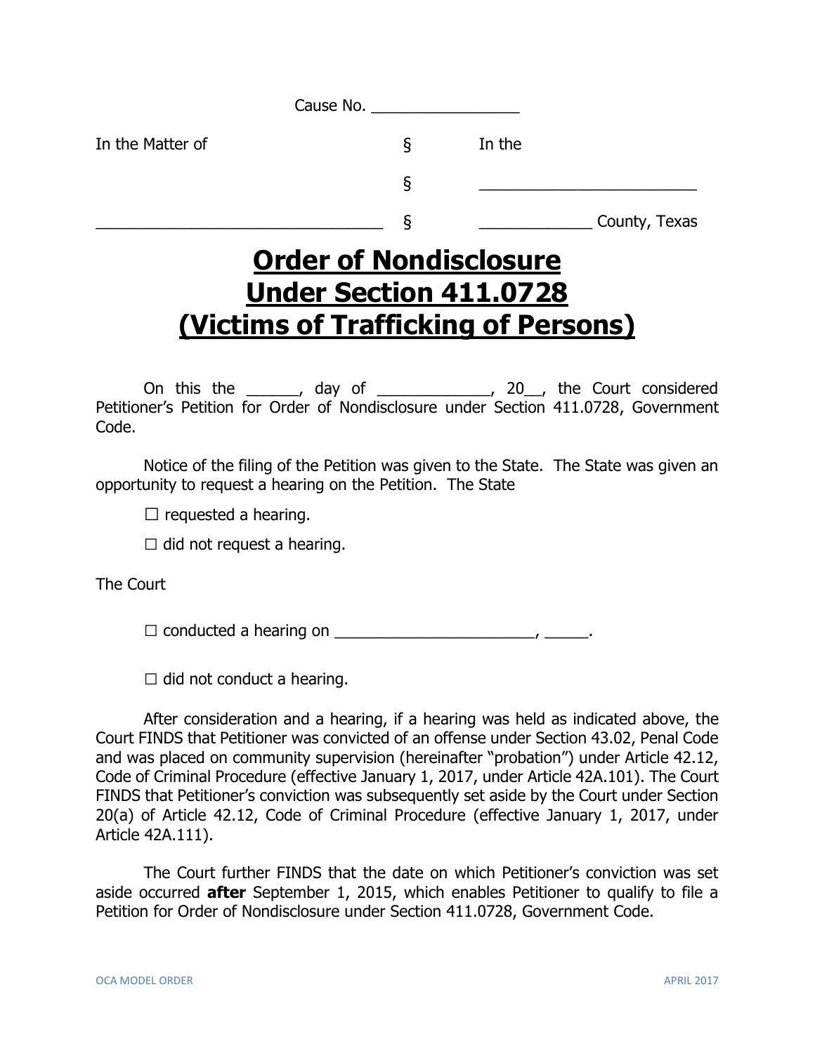Cause No. _________________

| In the Matter of | § | In the |
| --- | --- | --- |
| | § | _________________________ |
| _________________________________ | § | _____________ County, Texas |

# Order of Nondisclosure Under Section 411.0728 (Victims of Trafficking of Persons)

On this the ______, day of _____________, 20__, the Court considered Petitioner's Petition for Order of Nondisclosure under Section 411.0728, Government Code.

Notice of the filing of the Petition was given to the State. The State was given an opportunity to request a hearing on the Petition. The State

☐ requested a hearing.

☐ did not request a hearing.

The Court

☐ conducted a hearing on _______________________, _____.

☐ did not conduct a hearing.

After consideration and a hearing, if a hearing was held as indicated above, the Court FINDS that Petitioner was convicted of an offense under Section 43.02, Penal Code and was placed on community supervision (hereinafter "probation") under Article 42.12, Code of Criminal Procedure (effective January 1, 2017, under Article 42A.101). The Court FINDS that Petitioner's conviction was subsequently set aside by the Court under Section 20(a) of Article 42.12, Code of Criminal Procedure (effective January 1, 2017, under Article 42A.111).

The Court further FINDS that the date on which Petitioner's conviction was set aside occurred **after** September 1, 2015, which enables Petitioner to qualify to file a Petition for Order of Nondisclosure under Section 411.0728, Government Code.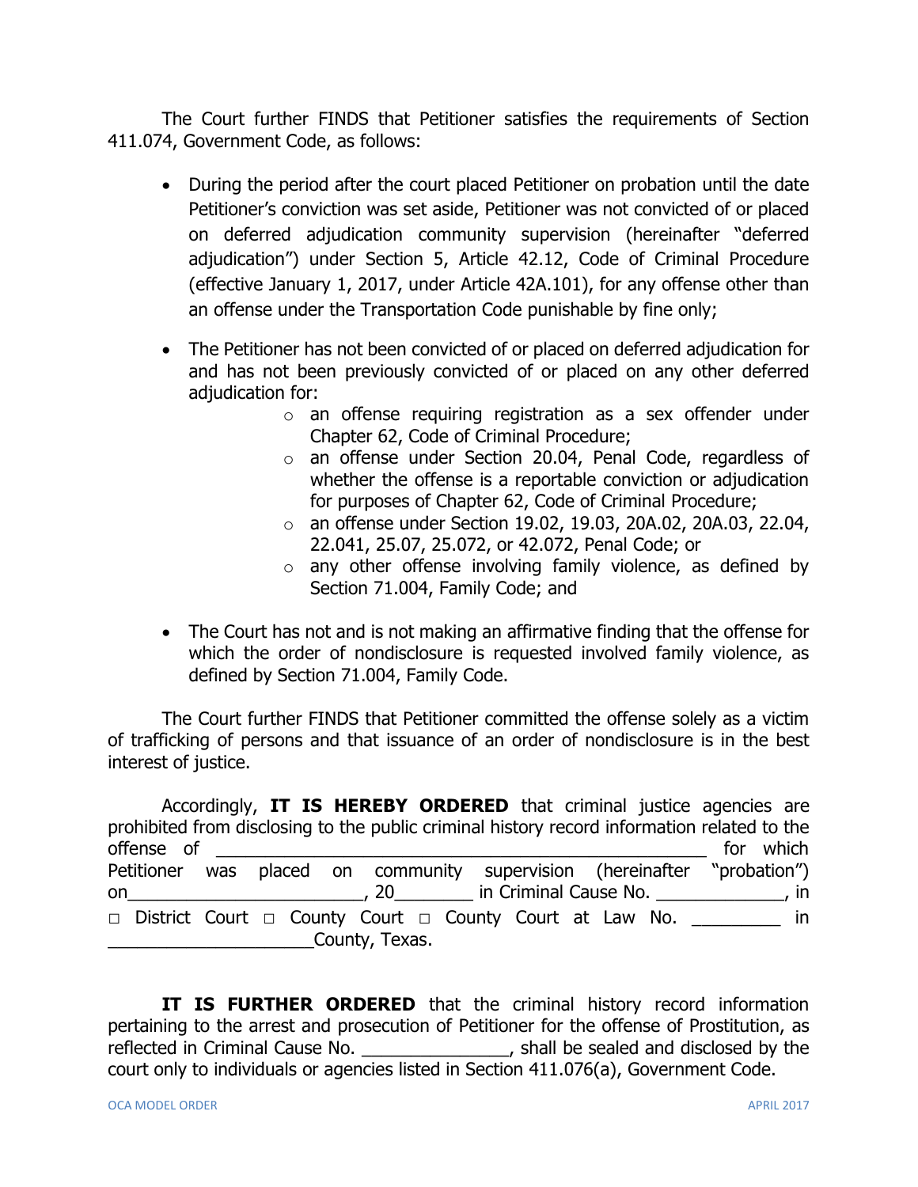The Court further FINDS that Petitioner satisfies the requirements of Section 411.074, Government Code, as follows:

- During the period after the court placed Petitioner on probation until the date Petitioner's conviction was set aside, Petitioner was not convicted of or placed on deferred adjudication community supervision (hereinafter "deferred adjudication") under Section 5, Article 42.12, Code of Criminal Procedure (effective January 1, 2017, under Article 42A.101), for any offense other than an offense under the Transportation Code punishable by fine only;

- The Petitioner has not been convicted of or placed on deferred adjudication for and has not been previously convicted of or placed on any other deferred adjudication for:
    - an offense requiring registration as a sex offender under Chapter 62, Code of Criminal Procedure;
    - an offense under Section 20.04, Penal Code, regardless of whether the offense is a reportable conviction or adjudication for purposes of Chapter 62, Code of Criminal Procedure;
    - an offense under Section 19.02, 19.03, 20A.02, 20A.03, 22.04, 22.041, 25.07, 25.072, or 42.072, Penal Code; or
    - any other offense involving family violence, as defined by Section 71.004, Family Code; and

- The Court has not and is not making an affirmative finding that the offense for which the order of nondisclosure is requested involved family violence, as defined by Section 71.004, Family Code.

The Court further FINDS that Petitioner committed the offense solely as a victim of trafficking of persons and that issuance of an order of nondisclosure is in the best interest of justice.

Accordingly, **IT IS HEREBY ORDERED** that criminal justice agencies are prohibited from disclosing to the public criminal history record information related to the offense of ____________________________________________ for which Petitioner was placed on community supervision (hereinafter "probation") on______________________, 20________ in Criminal Cause No. _____________, in □ District Court □ County Court □ County Court at Law No. _________ in ____________________County, Texas.

**IT IS FURTHER ORDERED** that the criminal history record information pertaining to the arrest and prosecution of Petitioner for the offense of Prostitution, as reflected in Criminal Cause No. _______________, shall be sealed and disclosed by the court only to individuals or agencies listed in Section 411.076(a), Government Code.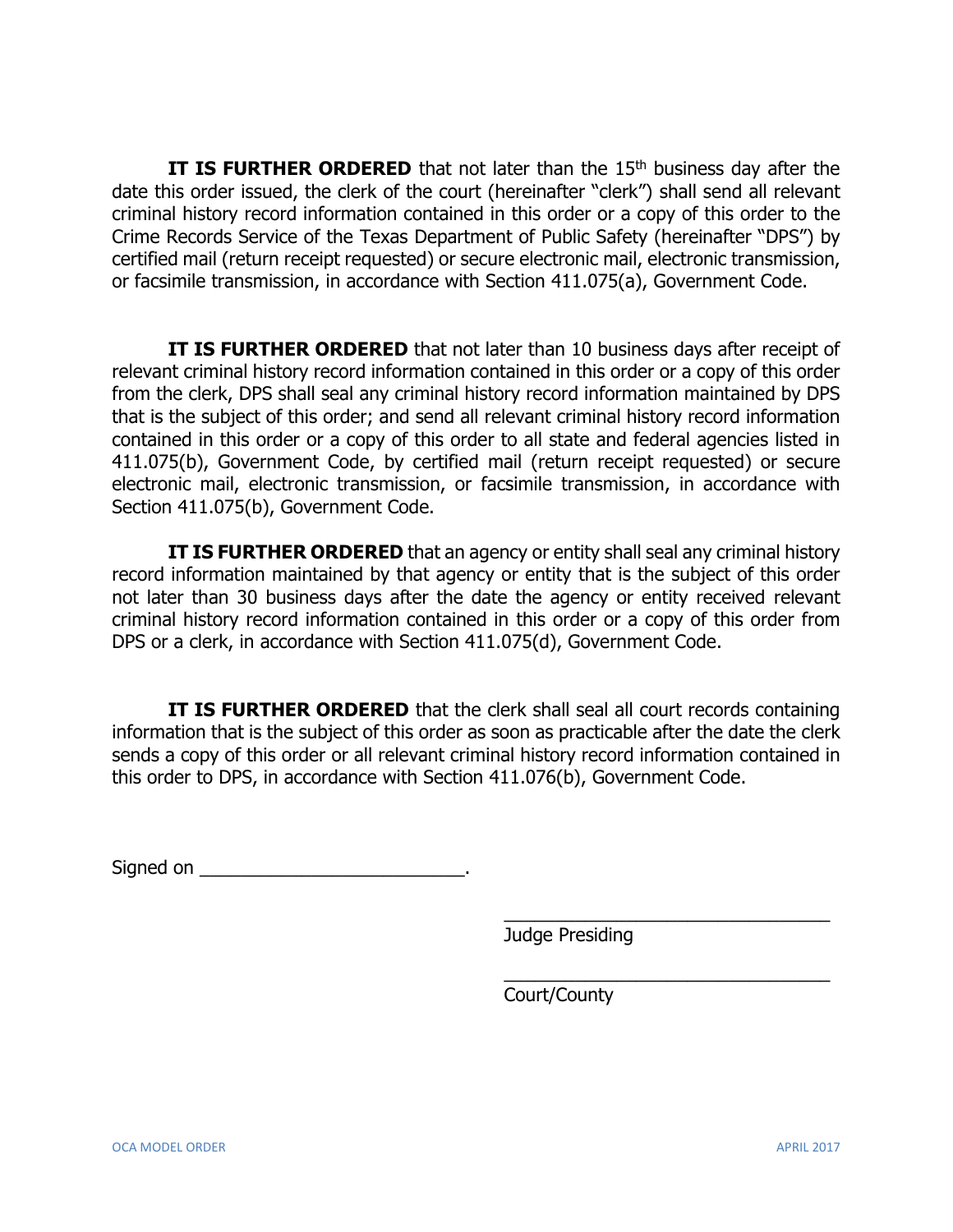**IT IS FURTHER ORDERED** that not later than the 15th business day after the date this order issued, the clerk of the court (hereinafter "clerk") shall send all relevant criminal history record information contained in this order or a copy of this order to the Crime Records Service of the Texas Department of Public Safety (hereinafter "DPS") by certified mail (return receipt requested) or secure electronic mail, electronic transmission, or facsimile transmission, in accordance with Section 411.075(a), Government Code.

**IT IS FURTHER ORDERED** that not later than 10 business days after receipt of relevant criminal history record information contained in this order or a copy of this order from the clerk, DPS shall seal any criminal history record information maintained by DPS that is the subject of this order; and send all relevant criminal history record information contained in this order or a copy of this order to all state and federal agencies listed in 411.075(b), Government Code, by certified mail (return receipt requested) or secure electronic mail, electronic transmission, or facsimile transmission, in accordance with Section 411.075(b), Government Code.

**IT IS FURTHER ORDERED** that an agency or entity shall seal any criminal history record information maintained by that agency or entity that is the subject of this order not later than 30 business days after the date the agency or entity received relevant criminal history record information contained in this order or a copy of this order from DPS or a clerk, in accordance with Section 411.075(d), Government Code.

**IT IS FURTHER ORDERED** that the clerk shall seal all court records containing information that is the subject of this order as soon as practicable after the date the clerk sends a copy of this order or all relevant criminal history record information contained in this order to DPS, in accordance with Section 411.076(b), Government Code.

Signed on ___________________________.

___________________________________
Judge Presiding

___________________________________
Court/County

OCA MODEL ORDER APRIL 2017